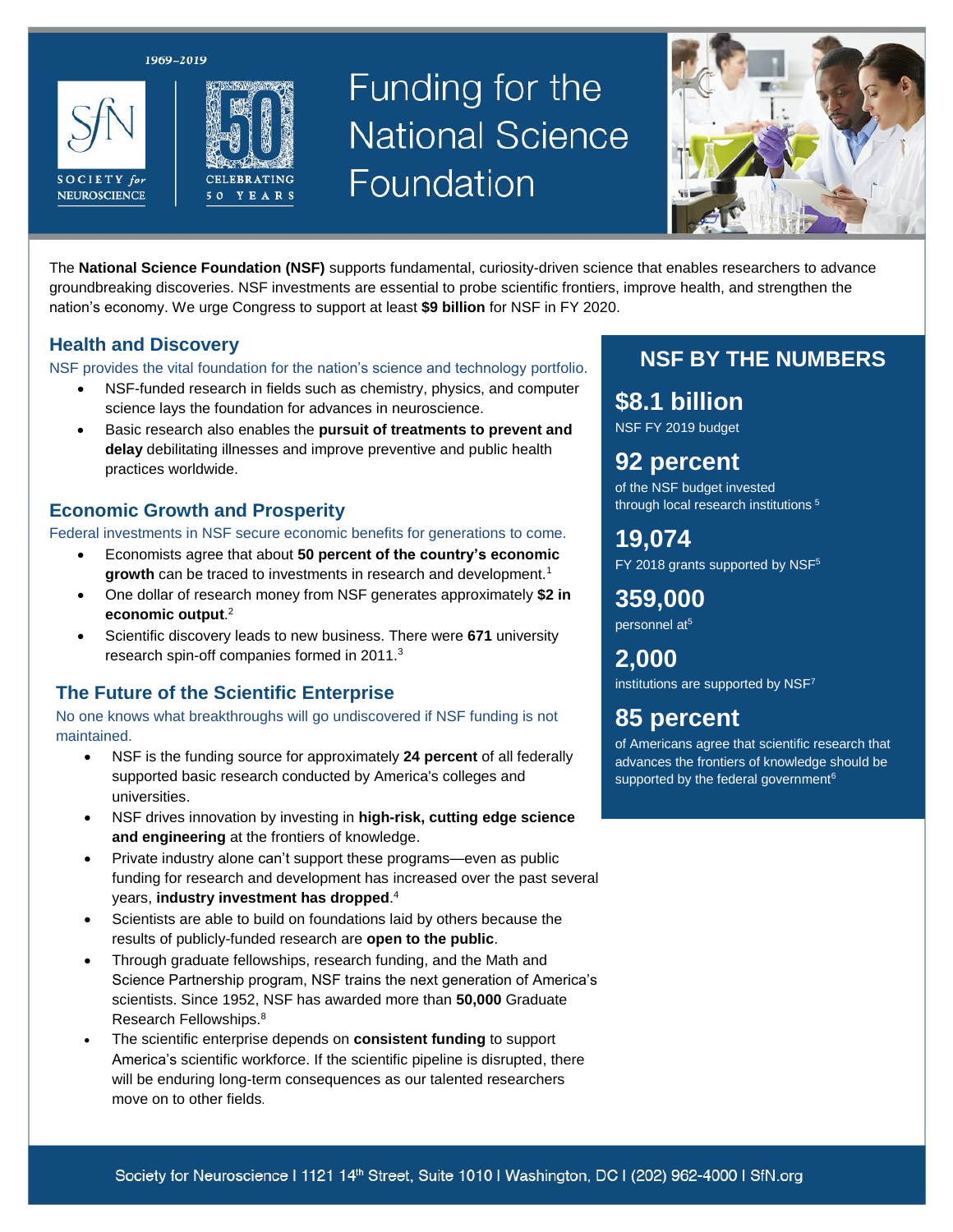1969–2019

SOCIETY *for* NEUROSCIENCE

CELEBRATING 50 YEARS

# Funding for the National Science Foundation

The **National Science Foundation (NSF)** supports fundamental, curiosity-driven science that enables researchers to advance groundbreaking discoveries. NSF investments are essential to probe scientific frontiers, improve health, and strengthen the nation's economy. We urge Congress to support at least **$9 billion** for NSF in FY 2020.

## Health and Discovery

NSF provides the vital foundation for the nation's science and technology portfolio.

- NSF-funded research in fields such as chemistry, physics, and computer science lays the foundation for advances in neuroscience.
- Basic research also enables the **pursuit of treatments to prevent and delay** debilitating illnesses and improve preventive and public health practices worldwide.

## Economic Growth and Prosperity

Federal investments in NSF secure economic benefits for generations to come.

- Economists agree that about **50 percent of the country's economic growth** can be traced to investments in research and development.[1]
- One dollar of research money from NSF generates approximately **$2 in economic output**.[2]
- Scientific discovery leads to new business. There were **671** university research spin-off companies formed in 2011.[3]

## The Future of the Scientific Enterprise

No one knows what breakthroughs will go undiscovered if NSF funding is not maintained.

- NSF is the funding source for approximately **24 percent** of all federally supported basic research conducted by America's colleges and universities.
- NSF drives innovation by investing in **high-risk, cutting edge science and engineering** at the frontiers of knowledge.
- Private industry alone can't support these programs—even as public funding for research and development has increased over the past several years, **industry investment has dropped**.[4]
- Scientists are able to build on foundations laid by others because the results of publicly-funded research are **open to the public**.
- Through graduate fellowships, research funding, and the Math and Science Partnership program, NSF trains the next generation of America's scientists. Since 1952, NSF has awarded more than **50,000** Graduate Research Fellowships.[8]
- The scientific enterprise depends on **consistent funding** to support America's scientific workforce. If the scientific pipeline is disrupted, there will be enduring long-term consequences as our talented researchers move on to other fields.

## NSF BY THE NUMBERS

**$8.1 billion**
NSF FY 2019 budget

**92 percent**
of the NSF budget invested through local research institutions [5]

**19,074**
FY 2018 grants supported by NSF[5]

**359,000**
personnel at[5]

**2,000**
institutions are supported by NSF[7]

**85 percent**
of Americans agree that scientific research that advances the frontiers of knowledge should be supported by the federal government[6]

Society for Neuroscience | 1121 14th Street, Suite 1010 | Washington, DC | (202) 962-4000 | SfN.org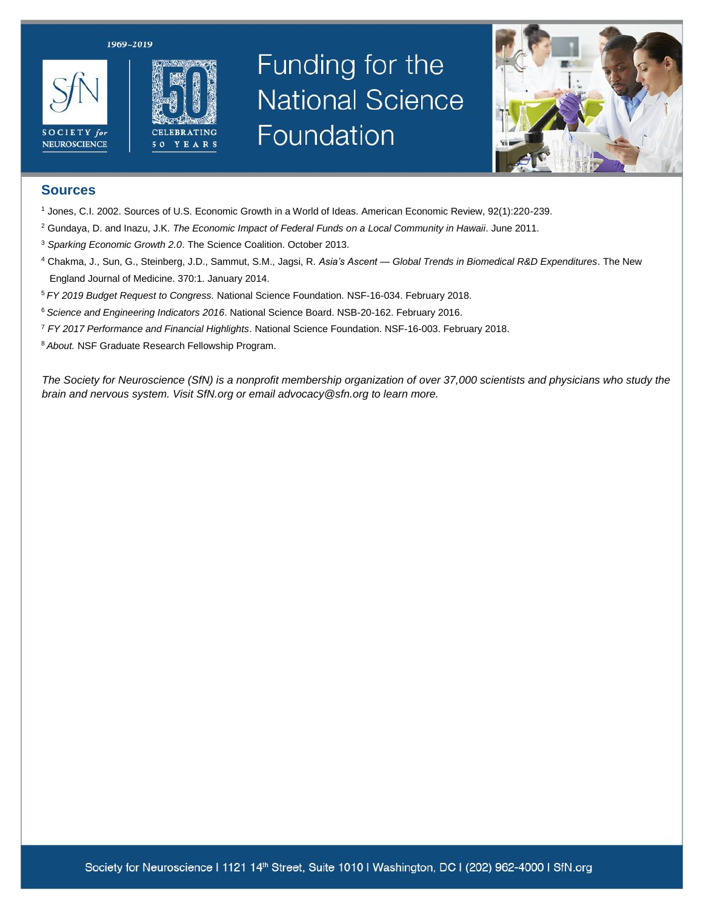# Funding for the National Science Foundation

## Sources

[1] Jones, C.I. 2002. Sources of U.S. Economic Growth in a World of Ideas. American Economic Review, 92(1):220-239.

[2] Gundaya, D. and Inazu, J.K. *The Economic Impact of Federal Funds on a Local Community in Hawaii*. June 2011.

[3] *Sparking Economic Growth 2.0*. The Science Coalition. October 2013.

[4] Chakma, J., Sun, G., Steinberg, J.D., Sammut, S.M., Jagsi, R. *Asia's Ascent — Global Trends in Biomedical R&D Expenditures*. The New England Journal of Medicine. 370:1. January 2014.

[5] *FY 2019 Budget Request to Congress.* National Science Foundation. NSF-16-034. February 2018.

[6] *Science and Engineering Indicators 2016*. National Science Board. NSB-20-162. February 2016.

[7] *FY 2017 Performance and Financial Highlights*. National Science Foundation. NSF-16-003. February 2018.

[8] *About.* NSF Graduate Research Fellowship Program.

*The Society for Neuroscience (SfN) is a nonprofit membership organization of over 37,000 scientists and physicians who study the brain and nervous system. Visit SfN.org or email advocacy@sfn.org to learn more.*

Society for Neuroscience | 1121 14th Street, Suite 1010 | Washington, DC | (202) 962-4000 | SfN.org